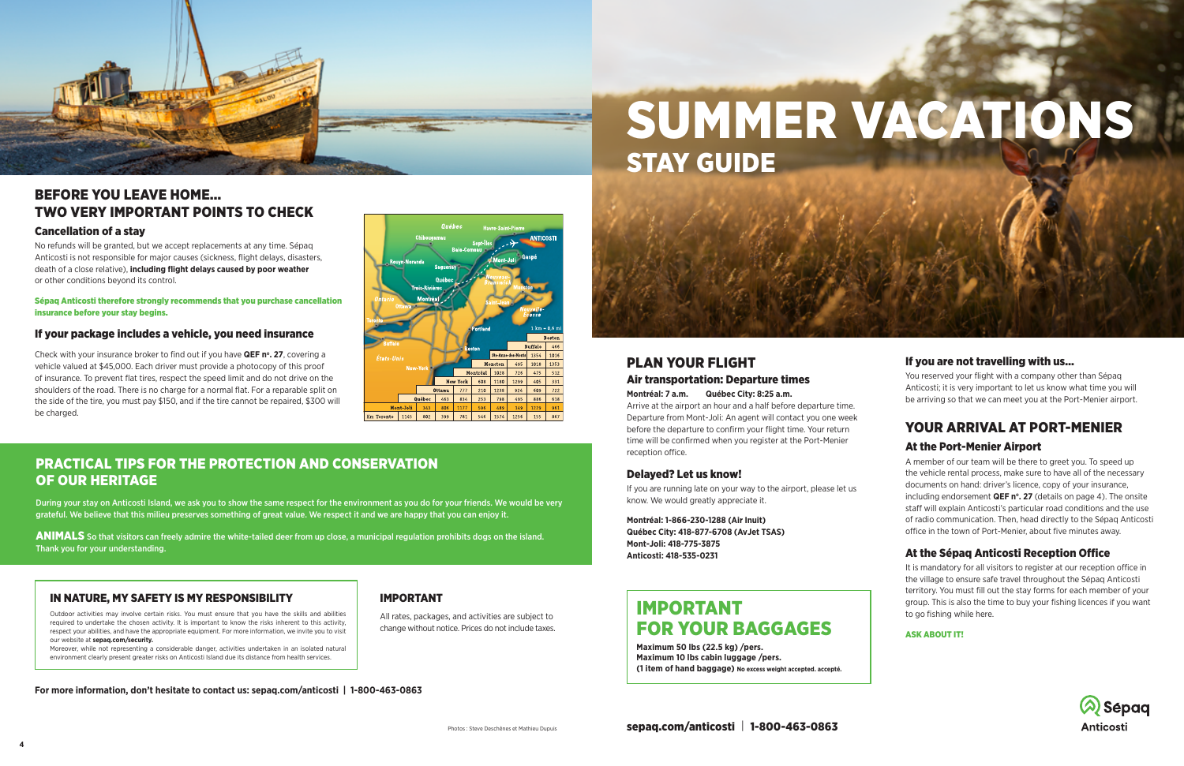# SUMMER VACATIONS
## STAY GUIDE

## BEFORE YOU LEAVE HOME... TWO VERY IMPORTANT POINTS TO CHECK

### Cancellation of a stay

No refunds will be granted, but we accept replacements at any time. Sépaq Anticosti is not responsible for major causes (sickness, flight delays, disasters, death of a close relative), **including flight delays caused by poor weather** or other conditions beyond its control.

**Sépaq Anticosti therefore strongly recommends that you purchase cancellation insurance before your stay begins.**

### If your package includes a vehicle, you need insurance

Check with your insurance broker to find out if you have **QEF nº. 27**, covering a vehicle valued at $45,000. Each driver must provide a photocopy of this proof of insurance. To prevent flat tires, respect the speed limit and do not drive on the shoulders of the road. There is no charge for a normal flat. For a reparable split on the side of the tire, you must pay $150, and if the tire cannot be repaired, $300 will be charged.

## PRACTICAL TIPS FOR THE PROTECTION AND CONSERVATION OF OUR HERITAGE

**During your stay on Anticosti Island, we ask you to show the same respect for the environment as you do for your friends. We would be very grateful. We believe that this milieu preserves something of great value. We respect it and we are happy that you can enjoy it.**

**ANIMALS** **So that visitors can freely admire the white-tailed deer from up close, a municipal regulation prohibits dogs on the island. Thank you for your understanding.**

### IN NATURE, MY SAFETY IS MY RESPONSIBILITY

Outdoor activities may involve certain risks. You must ensure that you have the skills and abilities required to undertake the chosen activity. It is important to know the risks inherent to this activity, respect your abilities, and have the appropriate equipment. For more information, we invite you to visit our website at **sepaq.com/security.**

Moreover, while not representing a considerable danger, activities undertaken in an isolated natural environment clearly present greater risks on Anticosti Island due its distance from health services.

### IMPORTANT

All rates, packages, and activities are subject to change without notice. Prices do not include taxes.

**For more information, don't hesitate to contact us: sepaq.com/anticosti | 1-800-463-0863**

## PLAN YOUR FLIGHT

### Air transportation: Departure times

**Montréal: 7 a.m. Québec City: 8:25 a.m.**

Arrive at the airport an hour and a half before departure time. Departure from Mont-Joli: An agent will contact you one week before the departure to confirm your flight time. Your return time will be confirmed when you register at the Port-Menier reception office.

### Delayed? Let us know!

If you are running late on your way to the airport, please let us know. We would greatly appreciate it.

**Montréal: 1-866-230-1288 (Air Inuit)**
**Québec City: 418-877-6708 (AvJet TSAS)**
**Mont-Joli: 418-775-3875**
**Anticosti: 418-535-0231**

## IMPORTANT FOR YOUR BAGGAGES

**Maximum 50 lbs (22.5 kg) /pers.**
**Maximum 10 lbs cabin luggage /pers.**
**(1 item of hand baggage)** **No excess weight accepted. accepté.**

### If you are not travelling with us...

You reserved your flight with a company other than Sépaq Anticosti; it is very important to let us know what time you will be arriving so that we can meet you at the Port-Menier airport.

## YOUR ARRIVAL AT PORT-MENIER

### At the Port-Menier Airport

A member of our team will be there to greet you. To speed up the vehicle rental process, make sure to have all of the necessary documents on hand: driver's licence, copy of your insurance, including endorsement **QEF nº. 27** (details on page 4). The onsite staff will explain Anticosti's particular road conditions and the use of radio communication. Then, head directly to the Sépaq Anticosti office in the town of Port-Menier, about five minutes away.

### At the Sépaq Anticosti Reception Office

It is mandatory for all visitors to register at our reception office in the village to ensure safe travel throughout the Sépaq Anticosti territory. You must fill out the stay forms for each member of your group. This is also the time to buy your fishing licences if you want to go fishing while here.

**ASK ABOUT IT!**

Photos : Steve Deschênes et Mathieu Dupuis

**sepaq.com/anticosti | 1-800-463-0863**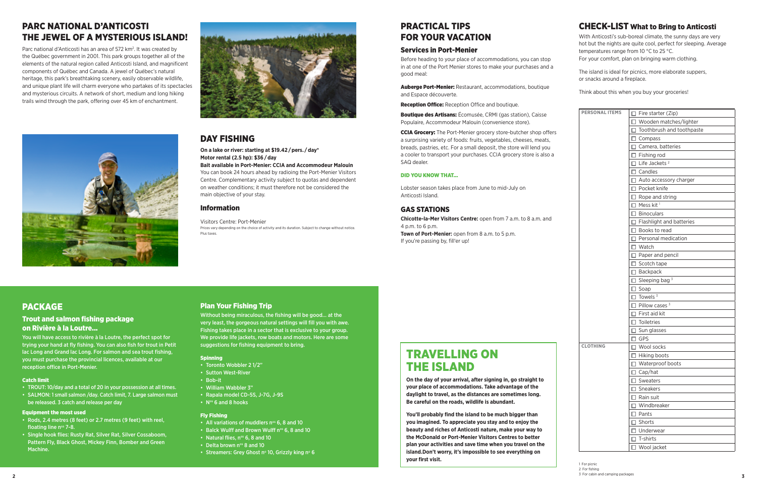# PARC NATIONAL D'ANTICOSTI THE JEWEL OF A MYSTERIOUS ISLAND!

Parc national d'Anticosti has an area of 572 km². It was created by the Québec government in 2001. This park groups together all of the elements of the natural region called Anticosti Island, and magnificent components of Québec and Canada. A jewel of Québec's natural heritage, this park's breathtaking scenery, easily observable wildlife, and unique plant life will charm everyone who partakes of its spectacles and mysterious circuits. A network of short, medium and long hiking trails wind through the park, offering over 45 km of enchantment.

## DAY FISHING

**On a lake or river: starting at $19.42 / pers. / day\***
**Motor rental (2.5 hp): $36 / day**
**Bait available in Port-Menier: CCIA and Accommodeur Malouin**
You can book 24 hours ahead by radioing the Port-Menier Visitors Centre. Complementary activity subject to quotas and dependent on weather conditions; it must therefore not be considered the main objective of your stay.

### Information

Visitors Centre: Port-Menier
Prices vary depending on the choice of activity and its duration. Subject to change without notice. Plus taxes.

## PACKAGE

### Trout and salmon fishing package on Rivière à la Loutre...

You will have access to rivière à la Loutre, the perfect spot for trying your hand at fly fishing. You can also fish for trout in Petit lac Long and Grand lac Long. For salmon and sea trout fishing, you must purchase the provincial licences, available at our reception office in Port-Menier.

#### Catch limit

- TROUT: 10/day and a total of 20 in your possession at all times.
- SALMON: 1 small salmon /day. Catch limit, 7. Large salmon must be released. 3 catch and release per day

#### Equipment the most used

- Rods, 2.4 metres (8 feet) or 2.7 metres (9 feet) with reel, floating line n$^{os}$ 7-8.
- Single hook flies: Rusty Rat, Silver Rat, Silver Cossaboom, Pattern Fly, Black Ghost, Mickey Finn, Bomber and Green Machine.

### Plan Your Fishing Trip

Without being miraculous, the fishing will be good... at the very least, the gorgeous natural settings will fill you with awe. Fishing takes place in a sector that is exclusive to your group. We provide life jackets, row boats and motors. Here are some suggestions for fishing equipment to bring.

#### Spinning

- Toronto Wobbler 2 1/2"
- Sutton West-River
- Bob-it
- William Wabbler 3"
- Rapala model CD-5S, J-7G, J-9S
- N$^{os}$ 6 and 8 hooks

#### Fly Fishing

- All variations of muddlers n$^{os}$ 6, 8 and 10
- Balck Wulff and Brown Wulff n$^{os}$ 6, 8 and 10
- Natural flies, n$^{os}$ 6, 8 and 10
- Delta brown n$^{os}$ 8 and 10
- Streamers: Grey Ghost n$^{o}$ 10, Grizzly king n$^{o}$ 6

# PRACTICAL TIPS FOR YOUR VACATION

### Services in Port-Menier

Before heading to your place of accommodations, you can stop in at one of the Port Menier stores to make your purchases and a good meal:

**Auberge Port-Menier:** Restaurant, accommodations, boutique and Espace découverte.

**Reception Office:** Reception Office and boutique.

**Boutique des Artisans:** Écomusée, CRMI (gas station), Caisse Populaire, Accommodeur Malouin (convenience store).

**CCIA Grocery:** The Port-Menier grocery store-butcher shop offers a surprising variety of foods: fruits, vegetables, cheeses, meats, breads, pastries, etc. For a small deposit, the store will lend you a cooler to transport your purchases. CCIA grocery store is also a SAQ dealer.

**DID YOU KNOW THAT...**

Lobster season takes place from June to mid-July on Anticosti Island.

### GAS STATIONS

**Chicotte-la-Mer Visitors Centre:** open from 7 a.m. to 8 a.m. and 4 p.m. to 6 p.m.
**Town of Port-Menier:** open from 8 a.m. to 5 p.m.
If you're passing by, fill'er up!

## TRAVELLING ON THE ISLAND

**On the day of your arrival, after signing in, go straight to your place of accommodations. Take advantage of the daylight to travel, as the distances are sometimes long. Be careful on the roads, wildlife is abundant.**

**You'll probably find the island to be much bigger than you imagined. To appreciate you stay and to enjoy the beauty and riches of Anticosti nature, make your way to the McDonald or Port-Menier Visitors Centres to better plan your activities and save time when you travel on the island.Don't worry, it's impossible to see everything on your first visit.**

# CHECK-LIST What to Bring to Anticosti

With Anticosti's sub-boreal climate, the sunny days are very hot but the nights are quite cool, perfect for sleeping. Average temperatures range from 10 °C to 25 °C.
For your comfort, plan on bringing warm clothing.

The island is ideal for picnics, more elaborate suppers, or snacks around a fireplace.

Think about this when you buy your groceries!

| | |
|---|---|
| PERSONAL ITEMS | ☐ Fire starter (Zip) |
| | ☐ Wooden matches/lighter |
| | ☐ Toothbrush and toothpaste |
| | ☐ Compass |
| | ☐ Camera, batteries |
| | ☐ Fishing rod |
| | ☐ Life Jackets [2] |
| | ☐ Candles |
| | ☐ Auto accessory charger |
| | ☐ Pocket knife |
| | ☐ Rope and string |
| | ☐ Mess kit [1] |
| | ☐ Binoculars |
| | ☐ Flashlight and batteries |
| | ☐ Books to read |
| | ☐ Personal medication |
| | ☐ Watch |
| | ☐ Paper and pencil |
| | ☐ Scotch tape |
| | ☐ Backpack |
| | ☐ Sleeping bag [3] |
| | ☐ Soap |
| | ☐ Towels [3] |
| | ☐ Pillow cases [3] |
| | ☐ First aid kit |
| | ☐ Toiletries |
| | ☐ Sun glasses |
| | ☐ GPS |
| CLOTHING | ☐ Wool socks |
| | ☐ Hiking boots |
| | ☐ Waterproof boots |
| | ☐ Cap/hat |
| | ☐ Sweaters |
| | ☐ Sneakers |
| | ☐ Rain suit |
| | ☐ Windbreaker |
| | ☐ Pants |
| | ☐ Shorts |
| | ☐ Underwear |
| | ☐ T-shirts |
| | ☐ Wool jacket |

1 For picnic
2 For fishing
3 For cabin and camping packages